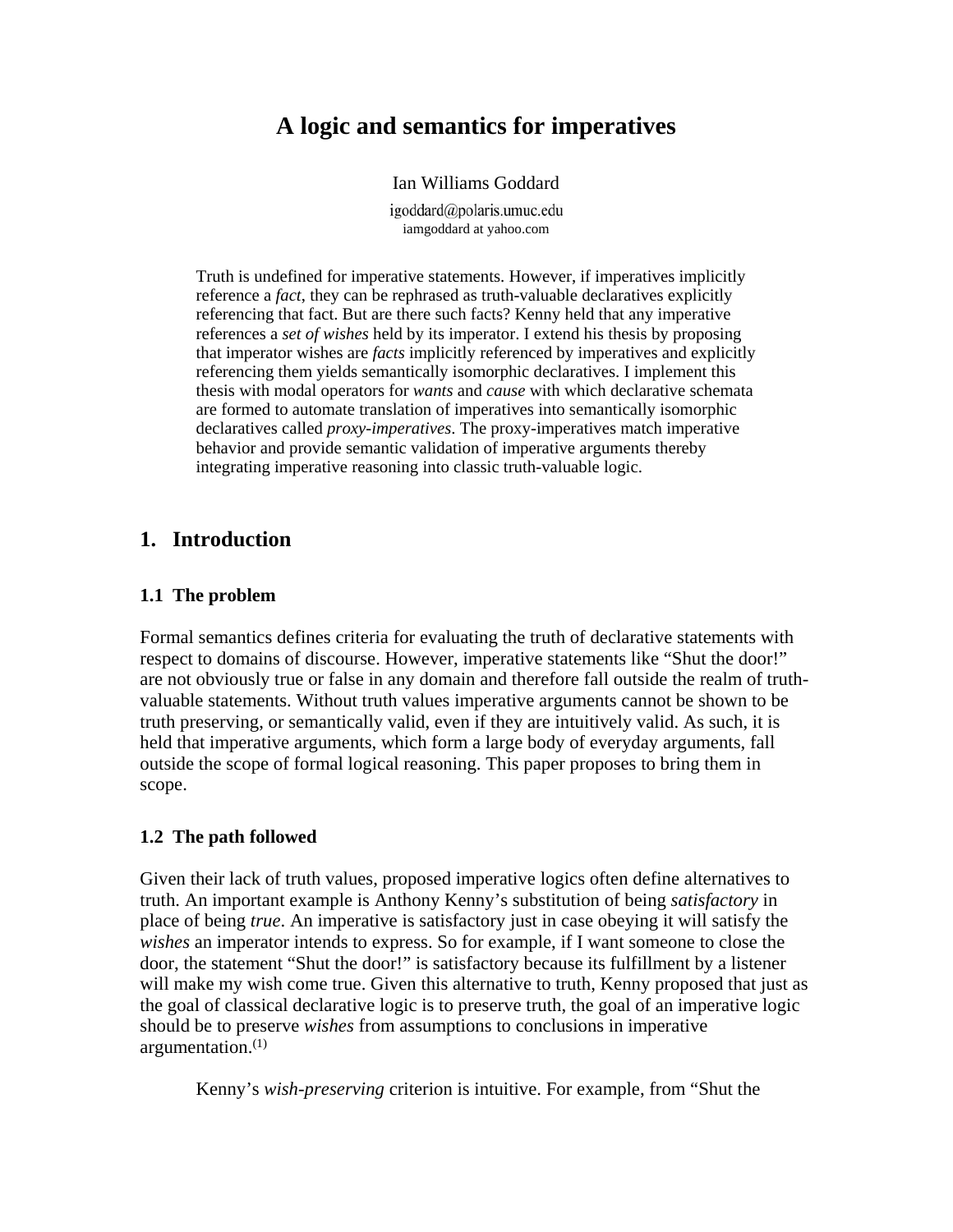# A logic and semantics for imperatives

Ian Williams Goddard

igoddard@polaris.umuc.edu
iamgoddard at yahoo.com

Truth is undefined for imperative statements. However, if imperatives implicitly reference a *fact*, they can be rephrased as truth-valuable declaratives explicitly referencing that fact. But are there such facts? Kenny held that any imperative references a *set of wishes* held by its imperator. I extend his thesis by proposing that imperator wishes are *facts* implicitly referenced by imperatives and explicitly referencing them yields semantically isomorphic declaratives. I implement this thesis with modal operators for *wants* and *cause* with which declarative schemata are formed to automate translation of imperatives into semantically isomorphic declaratives called *proxy-imperatives*. The proxy-imperatives match imperative behavior and provide semantic validation of imperative arguments thereby integrating imperative reasoning into classic truth-valuable logic.

## 1. Introduction

### 1.1 The problem

Formal semantics defines criteria for evaluating the truth of declarative statements with respect to domains of discourse. However, imperative statements like "Shut the door!" are not obviously true or false in any domain and therefore fall outside the realm of truth-valuable statements. Without truth values imperative arguments cannot be shown to be truth preserving, or semantically valid, even if they are intuitively valid. As such, it is held that imperative arguments, which form a large body of everyday arguments, fall outside the scope of formal logical reasoning. This paper proposes to bring them in scope.

### 1.2 The path followed

Given their lack of truth values, proposed imperative logics often define alternatives to truth. An important example is Anthony Kenny's substitution of being *satisfactory* in place of being *true*. An imperative is satisfactory just in case obeying it will satisfy the *wishes* an imperator intends to express. So for example, if I want someone to close the door, the statement "Shut the door!" is satisfactory because its fulfillment by a listener will make my wish come true. Given this alternative to truth, Kenny proposed that just as the goal of classical declarative logic is to preserve truth, the goal of an imperative logic should be to preserve *wishes* from assumptions to conclusions in imperative argumentation.[1]

Kenny's *wish-preserving* criterion is intuitive. For example, from "Shut the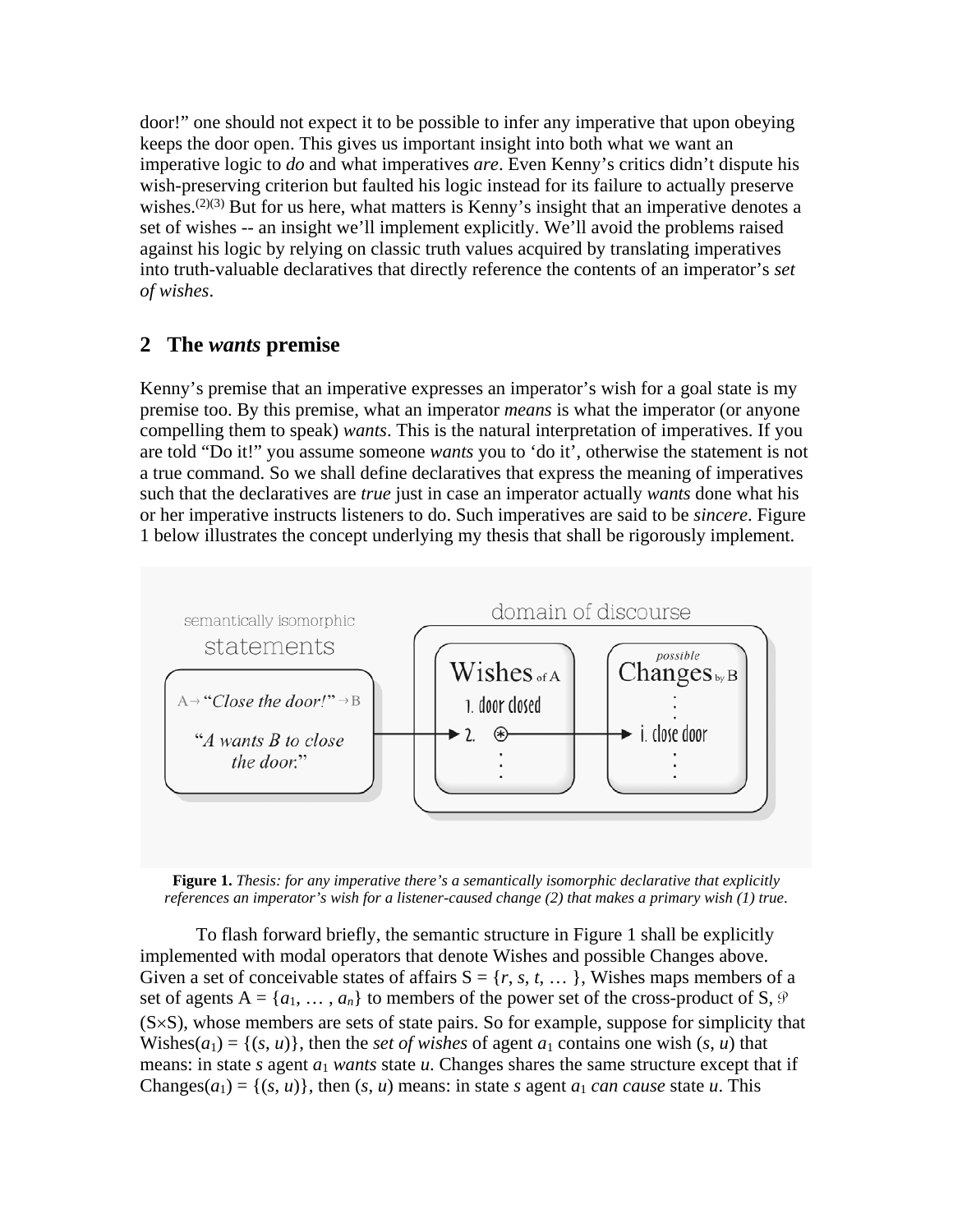door!" one should not expect it to be possible to infer any imperative that upon obeying keeps the door open. This gives us important insight into both what we want an imperative logic to *do* and what imperatives *are*. Even Kenny's critics didn't dispute his wish-preserving criterion but faulted his logic instead for its failure to actually preserve wishes.[(2)(3)] But for us here, what matters is Kenny's insight that an imperative denotes a set of wishes -- an insight we'll implement explicitly. We'll avoid the problems raised against his logic by relying on classic truth values acquired by translating imperatives into truth-valuable declaratives that directly reference the contents of an imperator's *set of wishes*.

## 2 The *wants* premise

Kenny's premise that an imperative expresses an imperator's wish for a goal state is my premise too. By this premise, what an imperator *means* is what the imperator (or anyone compelling them to speak) *wants*. This is the natural interpretation of imperatives. If you are told "Do it!" you assume someone *wants* you to 'do it', otherwise the statement is not a true command. So we shall define declaratives that express the meaning of imperatives such that the declaratives are *true* just in case an imperator actually *wants* done what his or her imperative instructs listeners to do. Such imperatives are said to be *sincere*. Figure 1 below illustrates the concept underlying my thesis that shall be rigorously implement.

semantically isomorphic statements

A→ "*Close the door!*" →B

"*A wants B to close the door.*"

domain of discourse

Wishes of A
1. door closed
2. ⊛
⋮

possible Changes by B
⋮
i. close door
⋮

**Figure 1.** *Thesis: for any imperative there's a semantically isomorphic declarative that explicitly references an imperator's wish for a listener-caused change (2) that makes a primary wish (1) true.*

To flash forward briefly, the semantic structure in Figure 1 shall be explicitly implemented with modal operators that denote Wishes and possible Changes above. Given a set of conceivable states of affairs $S = \{r, s, t, \dots\}$, Wishes maps members of a set of agents $A = \{a_1, \dots, a_n\}$ to members of the power set of the cross-product of S, $\wp(S \times S)$, whose members are sets of state pairs. So for example, suppose for simplicity that $\text{Wishes}(a_1) = \{(s, u)\}$, then the *set of wishes* of agent $a_1$ contains one wish $(s, u)$ that means: in state $s$ agent $a_1$ *wants* state $u$. Changes shares the same structure except that if $\text{Changes}(a_1) = \{(s, u)\}$, then $(s, u)$ means: in state $s$ agent $a_1$ *can cause* state $u$. This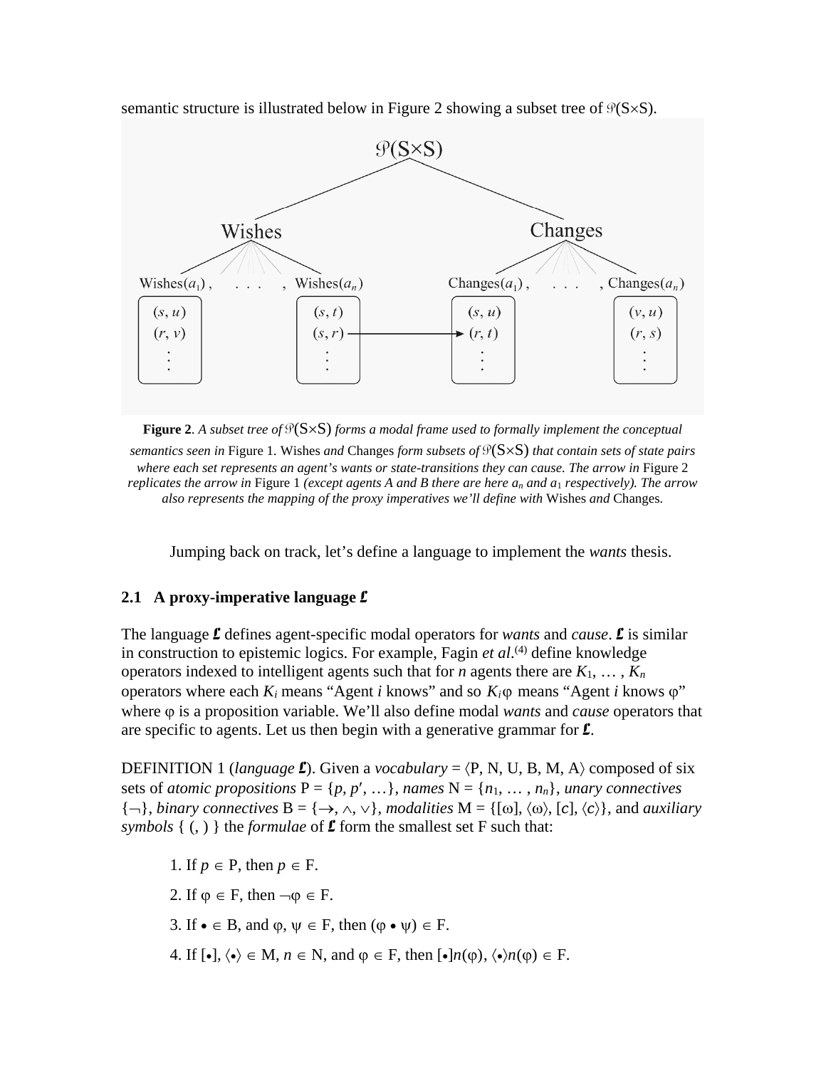semantic structure is illustrated below in Figure 2 showing a subset tree of $\wp(S{\times}S)$.

**Figure 2**. *A subset tree of* $\wp(S{\times}S)$ *forms a modal frame used to formally implement the conceptual semantics seen in* Figure 1. Wishes *and* Changes *form subsets of* $\wp(S{\times}S)$ *that contain sets of state pairs where each set represents an agent's wants or state-transitions they can cause. The arrow in* Figure 2 *replicates the arrow in* Figure 1 *(except agents A and B there are here* $a_n$ *and* $a_1$ *respectively). The arrow also represents the mapping of the proxy imperatives we'll define with* Wishes *and* Changes*.*

Jumping back on track, let's define a language to implement the *wants* thesis.

### 2.1 A proxy-imperative language $\mathfrak{L}$

The language $\mathfrak{L}$ defines agent-specific modal operators for *wants* and *cause*. $\mathfrak{L}$ is similar in construction to epistemic logics. For example, Fagin *et al*.[4] define knowledge operators indexed to intelligent agents such that for *n* agents there are $K_1, \ldots, K_n$ operators where each $K_i$ means "Agent *i* knows" and so $K_i\varphi$ means "Agent *i* knows $\varphi$" where $\varphi$ is a proposition variable. We'll also define modal *wants* and *cause* operators that are specific to agents. Let us then begin with a generative grammar for $\mathfrak{L}$.

DEFINITION 1 (*language* $\mathfrak{L}$). Given a *vocabulary* = $\langle P, N, U, B, M, A\rangle$ composed of six sets of *atomic propositions* $P = \{p, p', \ldots\}$, *names* $N = \{n_1, \ldots, n_n\}$, *unary connectives* $\{\neg\}$, *binary connectives* $B = \{\rightarrow, \wedge, \vee\}$, *modalities* $M = \{[\omega], \langle\omega\rangle, [c], \langle c\rangle\}$, and *auxiliary symbols* { (, ) } the *formulae* of $\mathfrak{L}$ form the smallest set F such that:

1. If $p \in P$, then $p \in F$.
2. If $\varphi \in F$, then $\neg\varphi \in F$.
3. If $\bullet \in B$, and $\varphi, \psi \in F$, then $(\varphi \bullet \psi) \in F$.
4. If $[\bullet], \langle\bullet\rangle \in M$, $n \in N$, and $\varphi \in F$, then $[\bullet]n(\varphi), \langle\bullet\rangle n(\varphi) \in F$.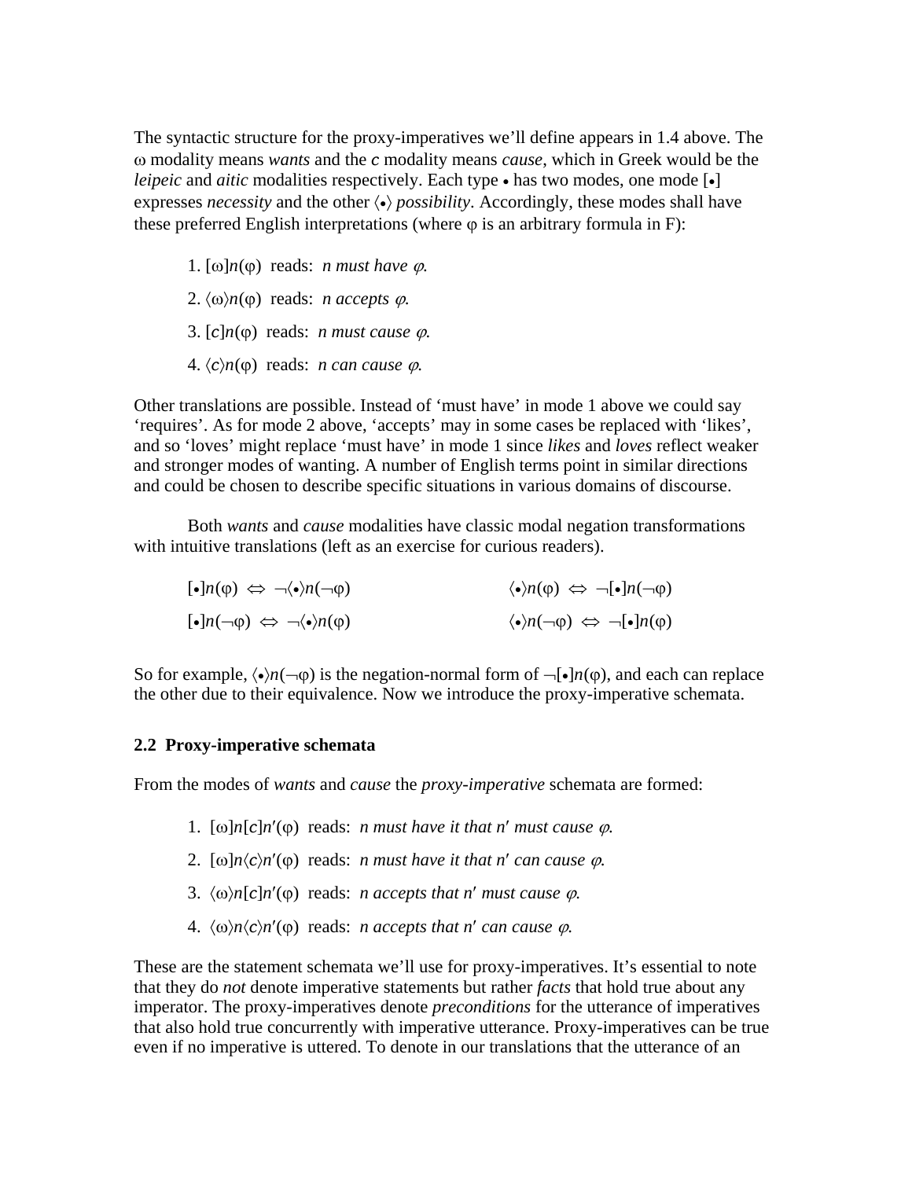The syntactic structure for the proxy-imperatives we'll define appears in 1.4 above. The $\omega$ modality means *wants* and the $c$ modality means *cause*, which in Greek would be the *leipeic* and *aitic* modalities respectively. Each type $\bullet$ has two modes, one mode $[\bullet]$ expresses *necessity* and the other $\langle\bullet\rangle$ *possibility*. Accordingly, these modes shall have these preferred English interpretations (where $\varphi$ is an arbitrary formula in F):

1. $[\omega]n(\varphi)$ reads: *n must have* $\varphi$.
2. $\langle\omega\rangle n(\varphi)$ reads: *n accepts* $\varphi$.
3. $[c]n(\varphi)$ reads: *n must cause* $\varphi$.
4. $\langle c\rangle n(\varphi)$ reads: *n can cause* $\varphi$.

Other translations are possible. Instead of 'must have' in mode 1 above we could say 'requires'. As for mode 2 above, 'accepts' may in some cases be replaced with 'likes', and so 'loves' might replace 'must have' in mode 1 since *likes* and *loves* reflect weaker and stronger modes of wanting. A number of English terms point in similar directions and could be chosen to describe specific situations in various domains of discourse.

Both *wants* and *cause* modalities have classic modal negation transformations with intuitive translations (left as an exercise for curious readers).

$$[\bullet]n(\varphi) \Leftrightarrow \neg\langle\bullet\rangle n(\neg\varphi) \qquad \langle\bullet\rangle n(\varphi) \Leftrightarrow \neg[\bullet]n(\neg\varphi)$$

$$[\bullet]n(\neg\varphi) \Leftrightarrow \neg\langle\bullet\rangle n(\varphi) \qquad \langle\bullet\rangle n(\neg\varphi) \Leftrightarrow \neg[\bullet]n(\varphi)$$

So for example, $\langle\bullet\rangle n(\neg\varphi)$ is the negation-normal form of $\neg[\bullet]n(\varphi)$, and each can replace the other due to their equivalence. Now we introduce the proxy-imperative schemata.

### 2.2 Proxy-imperative schemata

From the modes of *wants* and *cause* the *proxy-imperative* schemata are formed:

1. $[\omega]n[c]n'(\varphi)$ reads: *n must have it that n′ must cause* $\varphi$.
2. $[\omega]n\langle c\rangle n'(\varphi)$ reads: *n must have it that n′ can cause* $\varphi$.
3. $\langle\omega\rangle n[c]n'(\varphi)$ reads: *n accepts that n′ must cause* $\varphi$.
4. $\langle\omega\rangle n\langle c\rangle n'(\varphi)$ reads: *n accepts that n′ can cause* $\varphi$.

These are the statement schemata we'll use for proxy-imperatives. It's essential to note that they do *not* denote imperative statements but rather *facts* that hold true about any imperator. The proxy-imperatives denote *preconditions* for the utterance of imperatives that also hold true concurrently with imperative utterance. Proxy-imperatives can be true even if no imperative is uttered. To denote in our translations that the utterance of an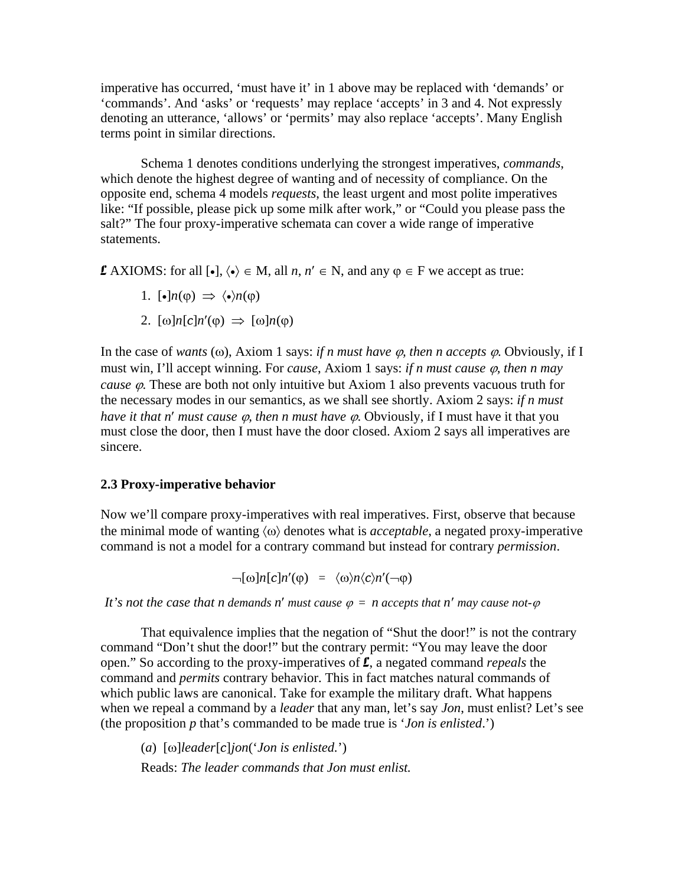imperative has occurred, ‘must have it’ in 1 above may be replaced with ‘demands’ or ‘commands’. And ‘asks’ or ‘requests’ may replace ‘accepts’ in 3 and 4. Not expressly denoting an utterance, ‘allows’ or ‘permits’ may also replace ‘accepts’. Many English terms point in similar directions.

Schema 1 denotes conditions underlying the strongest imperatives, *commands*, which denote the highest degree of wanting and of necessity of compliance. On the opposite end, schema 4 models *requests*, the least urgent and most polite imperatives like: “If possible, please pick up some milk after work,” or “Could you please pass the salt?” The four proxy-imperative schemata can cover a wide range of imperative statements.

**$\mathcal{L}$** AXIOMS: for all $[\bullet]$, $\langle\bullet\rangle \in$ M, all $n$, $n' \in$ N, and any $\varphi \in$ F we accept as true:

1. $[\bullet]n(\varphi) \;\Rightarrow\; \langle\bullet\rangle n(\varphi)$
2. $[\omega]n[c]n'(\varphi) \;\Rightarrow\; [\omega]n(\varphi)$

In the case of *wants* ($\omega$), Axiom 1 says: *if n must have $\varphi$, then n accepts $\varphi$.* Obviously, if I must win, I’ll accept winning. For *cause*, Axiom 1 says: *if n must cause $\varphi$, then n may cause $\varphi$.* These are both not only intuitive but Axiom 1 also prevents vacuous truth for the necessary modes in our semantics, as we shall see shortly. Axiom 2 says: *if n must have it that n′ must cause $\varphi$, then n must have $\varphi$.* Obviously, if I must have it that you must close the door, then I must have the door closed. Axiom 2 says all imperatives are sincere.

### 2.3 Proxy-imperative behavior

Now we’ll compare proxy-imperatives with real imperatives. First, observe that because the minimal mode of wanting $\langle\omega\rangle$ denotes what is *acceptable*, a negated proxy-imperative command is not a model for a contrary command but instead for contrary *permission*.

$$\neg[\omega]n[c]n'(\varphi) \;\;=\;\; \langle\omega\rangle n\langle c\rangle n'(\neg\varphi)$$

*It’s not the case that n demands n′ must cause $\varphi$ = n accepts that n′ may cause not-$\varphi$*

That equivalence implies that the negation of “Shut the door!” is not the contrary command “Don’t shut the door!” but the contrary permit: “You may leave the door open.” So according to the proxy-imperatives of **$\mathcal{L}$**, a negated command *repeals* the command and *permits* contrary behavior. This in fact matches natural commands of which public laws are canonical. Take for example the military draft. What happens when we repeal a command by a *leader* that any man, let’s say *Jon*, must enlist? Let’s see (the proposition *p* that’s commanded to be made true is ‘*Jon is enlisted*.’)

(*a*) $[\omega]$*leader*$[c]$*jon*(‘*Jon is enlisted.*’)

Reads: *The leader commands that Jon must enlist.*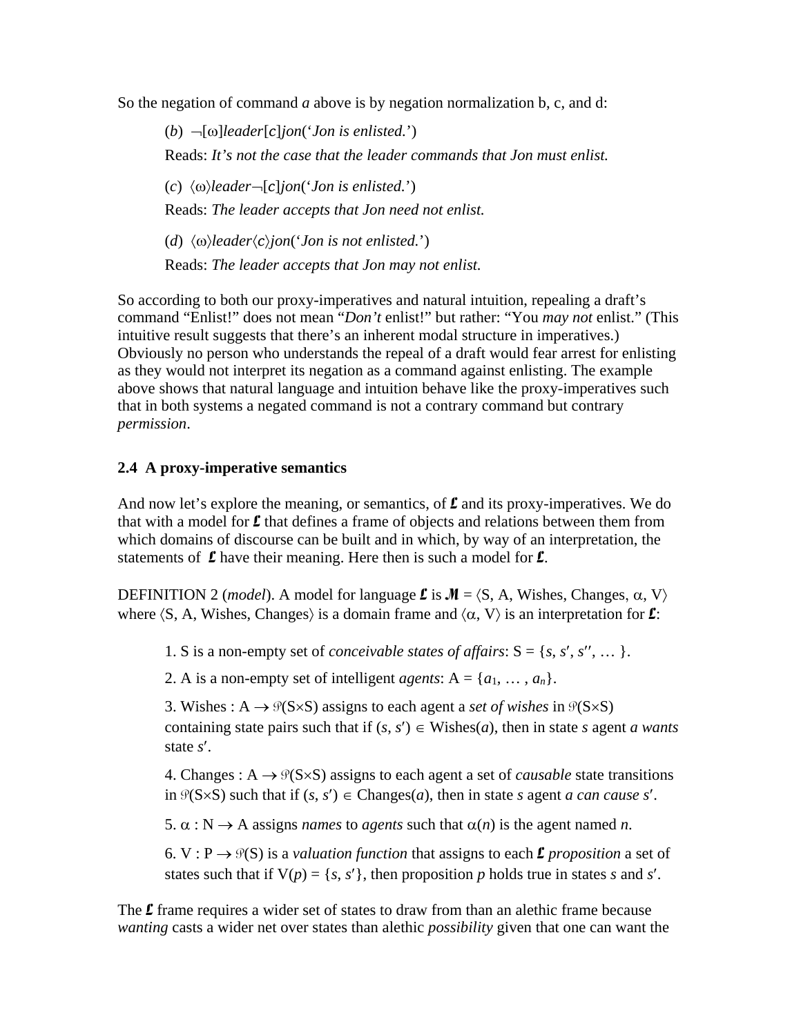So the negation of command *a* above is by negation normalization b, c, and d:

> (*b*) $\neg[\omega]$*leader*$[c]$*jon*(‘*Jon is enlisted.*’)
>
> Reads: *It’s not the case that the leader commands that Jon must enlist.*
>
> (*c*) $\langle\omega\rangle$*leader*$\neg[c]$*jon*(‘*Jon is enlisted.*’)
>
> Reads: *The leader accepts that Jon need not enlist.*
>
> (*d*) $\langle\omega\rangle$*leader*$\langle c\rangle$*jon*(‘*Jon is not enlisted.*’)
>
> Reads: *The leader accepts that Jon may not enlist.*

So according to both our proxy-imperatives and natural intuition, repealing a draft’s command “Enlist!” does not mean “*Don’t* enlist!” but rather: “You *may not* enlist.” (This intuitive result suggests that there’s an inherent modal structure in imperatives.) Obviously no person who understands the repeal of a draft would fear arrest for enlisting as they would not interpret its negation as a command against enlisting. The example above shows that natural language and intuition behave like the proxy-imperatives such that in both systems a negated command is not a contrary command but contrary *permission*.

### 2.4 A proxy-imperative semantics

And now let’s explore the meaning, or semantics, of $\mathcal{L}$ and its proxy-imperatives. We do that with a model for $\mathcal{L}$ that defines a frame of objects and relations between them from which domains of discourse can be built and in which, by way of an interpretation, the statements of $\mathcal{L}$ have their meaning. Here then is such a model for $\mathcal{L}$.

DEFINITION 2 (*model*). A model for language $\mathcal{L}$ is $\mathcal{M} = \langle \text{S, A, Wishes, Changes}, \alpha, \text{V}\rangle$ where $\langle \text{S, A, Wishes, Changes}\rangle$ is a domain frame and $\langle\alpha, \text{V}\rangle$ is an interpretation for $\mathcal{L}$:

1. S is a non-empty set of *conceivable states of affairs*: $\text{S} = \{s, s', s'', \dots\}$.

2. A is a non-empty set of intelligent *agents*: $\text{A} = \{a_1, \dots, a_n\}$.

3. Wishes : $\text{A} \rightarrow \wp(\text{S}\times\text{S})$ assigns to each agent a *set of wishes* in $\wp(\text{S}\times\text{S})$ containing state pairs such that if $(s, s') \in \text{Wishes}(a)$, then in state $s$ agent *a wants* state $s'$.

4. Changes : $\text{A} \rightarrow \wp(\text{S}\times\text{S})$ assigns to each agent a set of *causable* state transitions in $\wp(\text{S}\times\text{S})$ such that if $(s, s') \in \text{Changes}(a)$, then in state $s$ agent *a can cause* $s'$.

5. $\alpha : \text{N} \rightarrow \text{A}$ assigns *names* to *agents* such that $\alpha(n)$ is the agent named $n$.

6. $\text{V} : \text{P} \rightarrow \wp(\text{S})$ is a *valuation function* that assigns to each $\mathcal{L}$ *proposition* a set of states such that if $\text{V}(p) = \{s, s'\}$, then proposition $p$ holds true in states $s$ and $s'$.

The $\mathcal{L}$ frame requires a wider set of states to draw from than an alethic frame because *wanting* casts a wider net over states than alethic *possibility* given that one can want the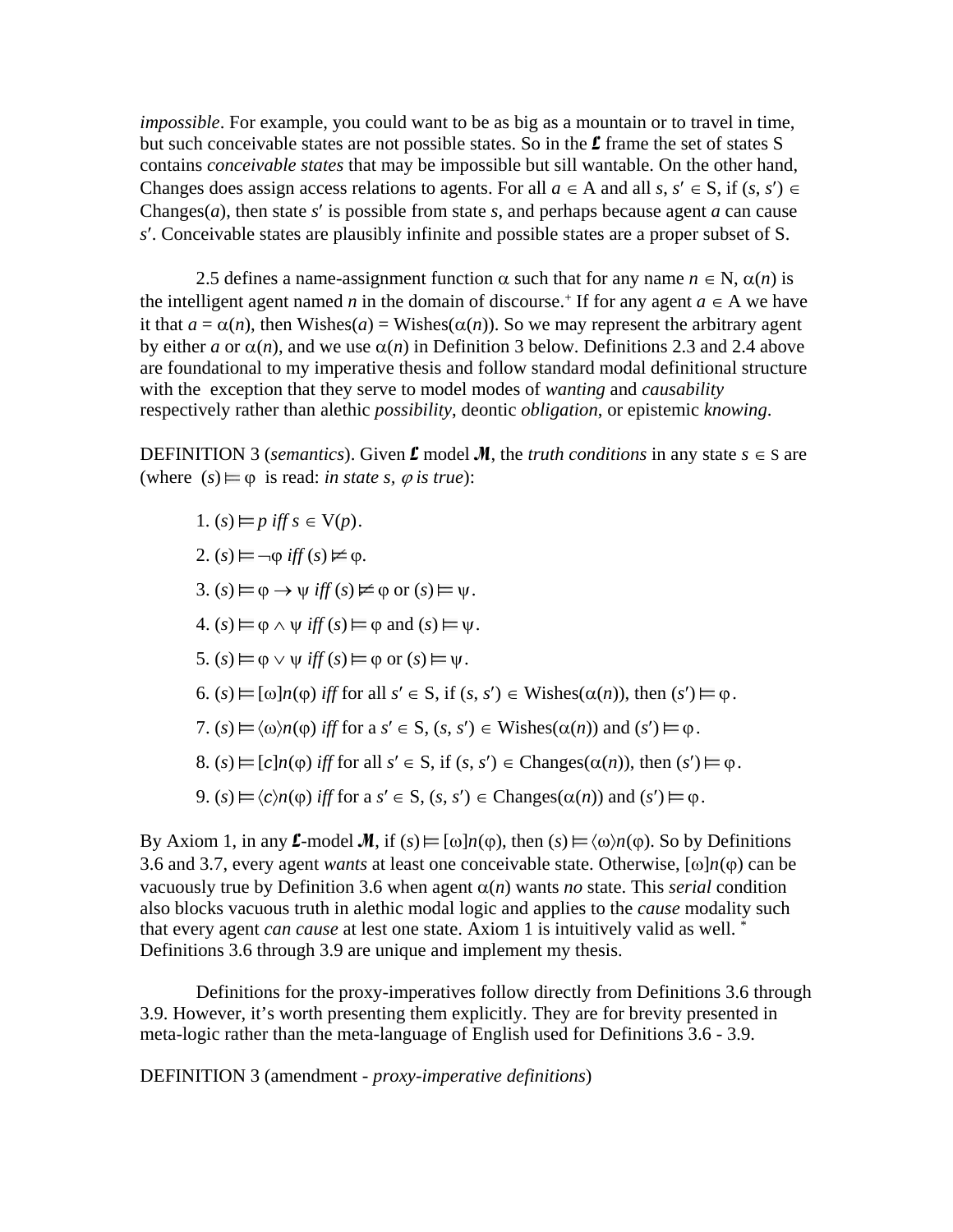*impossible*. For example, you could want to be as big as a mountain or to travel in time, but such conceivable states are not possible states. So in the $\mathcal{L}$ frame the set of states S contains *conceivable states* that may be impossible but sill wantable. On the other hand, Changes does assign access relations to agents. For all $a \in$ A and all $s, s' \in$ S, if $(s, s') \in$ Changes$(a)$, then state $s'$ is possible from state $s$, and perhaps because agent $a$ can cause $s'$. Conceivable states are plausibly infinite and possible states are a proper subset of S.

2.5 defines a name-assignment function $\alpha$ such that for any name $n \in$ N, $\alpha(n)$ is the intelligent agent named $n$ in the domain of discourse.[+] If for any agent $a \in$ A we have it that $a = \alpha(n)$, then Wishes$(a)$ = Wishes$(\alpha(n))$. So we may represent the arbitrary agent by either $a$ or $\alpha(n)$, and we use $\alpha(n)$ in Definition 3 below. Definitions 2.3 and 2.4 above are foundational to my imperative thesis and follow standard modal definitional structure with the exception that they serve to model modes of *wanting* and *causability* respectively rather than alethic *possibility*, deontic *obligation*, or epistemic *knowing*.

DEFINITION 3 (*semantics*). Given $\mathcal{L}$ model $\mathcal{M}$, the *truth conditions* in any state $s \in$ S are (where $(s) \models \varphi$ is read: *in state s, $\varphi$ is true*):

1. $(s) \models p$ *iff* $s \in$ V$(p)$.
2. $(s) \models \neg\varphi$ *iff* $(s) \not\models \varphi$.
3. $(s) \models \varphi \rightarrow \psi$ *iff* $(s) \not\models \varphi$ or $(s) \models \psi$.
4. $(s) \models \varphi \wedge \psi$ *iff* $(s) \models \varphi$ and $(s) \models \psi$.
5. $(s) \models \varphi \vee \psi$ *iff* $(s) \models \varphi$ or $(s) \models \psi$.
6. $(s) \models [\omega]n(\varphi)$ *iff* for all $s' \in$ S, if $(s, s') \in$ Wishes$(\alpha(n))$, then $(s') \models \varphi$.
7. $(s) \models \langle\omega\rangle n(\varphi)$ *iff* for a $s' \in$ S, $(s, s') \in$ Wishes$(\alpha(n))$ and $(s') \models \varphi$.
8. $(s) \models [c]n(\varphi)$ *iff* for all $s' \in$ S, if $(s, s') \in$ Changes$(\alpha(n))$, then $(s') \models \varphi$.
9. $(s) \models \langle c\rangle n(\varphi)$ *iff* for a $s' \in$ S, $(s, s') \in$ Changes$(\alpha(n))$ and $(s') \models \varphi$.

By Axiom 1, in any $\mathcal{L}$-model $\mathcal{M}$, if $(s) \models [\omega]n(\varphi)$, then $(s) \models \langle\omega\rangle n(\varphi)$. So by Definitions 3.6 and 3.7, every agent *wants* at least one conceivable state. Otherwise, $[\omega]n(\varphi)$ can be vacuously true by Definition 3.6 when agent $\alpha(n)$ wants *no* state. This *serial* condition also blocks vacuous truth in alethic modal logic and applies to the *cause* modality such that every agent *can cause* at lest one state. Axiom 1 is intuitively valid as well. [*] Definitions 3.6 through 3.9 are unique and implement my thesis.

Definitions for the proxy-imperatives follow directly from Definitions 3.6 through 3.9. However, it's worth presenting them explicitly. They are for brevity presented in meta-logic rather than the meta-language of English used for Definitions 3.6 - 3.9.

DEFINITION 3 (amendment - *proxy-imperative definitions*)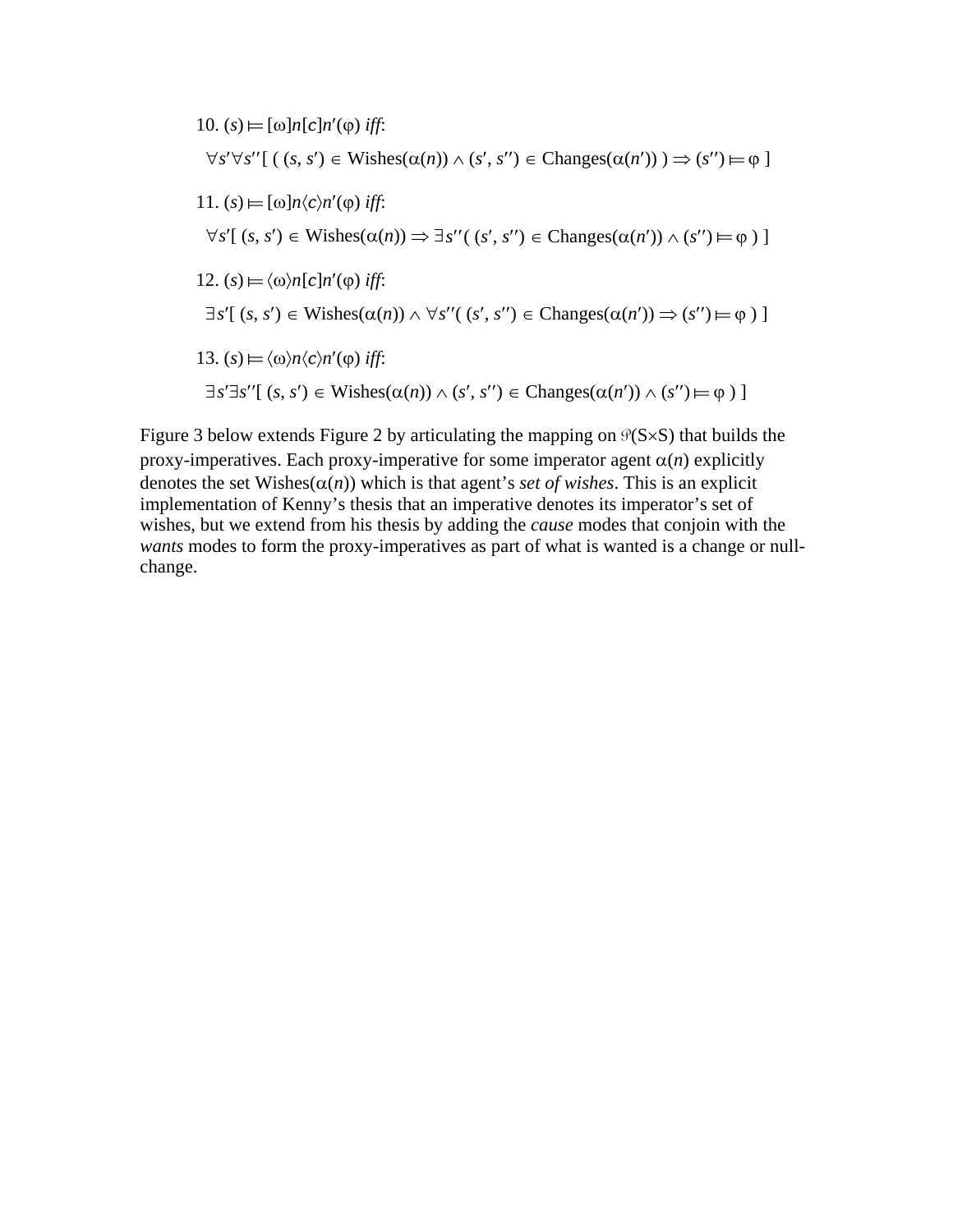10. $(s) \vDash [\omega]n[c]n'(\varphi)$ *iff*:

$$\forall s'\forall s''[\ (\ (s, s') \in \text{Wishes}(\alpha(n)) \wedge (s', s'') \in \text{Changes}(\alpha(n'))\ ) \Rightarrow (s'') \vDash \varphi\ ]$$

11. $(s) \vDash [\omega]n\langle c\rangle n'(\varphi)$ *iff*:

$$\forall s'[\ (s, s') \in \text{Wishes}(\alpha(n)) \Rightarrow \exists s''(\ (s', s'') \in \text{Changes}(\alpha(n')) \wedge (s'') \vDash \varphi\ )\ ]$$

12. $(s) \vDash \langle\omega\rangle n[c]n'(\varphi)$ *iff*:

$$\exists s'[\ (s, s') \in \text{Wishes}(\alpha(n)) \wedge \forall s''(\ (s', s'') \in \text{Changes}(\alpha(n')) \Rightarrow (s'') \vDash \varphi\ )\ ]$$

13. $(s) \vDash \langle\omega\rangle n\langle c\rangle n'(\varphi)$ *iff*:

$$\exists s'\exists s''[\ (s, s') \in \text{Wishes}(\alpha(n)) \wedge (s', s'') \in \text{Changes}(\alpha(n')) \wedge (s'') \vDash \varphi\ )\ ]$$

Figure 3 below extends Figure 2 by articulating the mapping on $\wp(\text{S}\times\text{S})$ that builds the proxy-imperatives. Each proxy-imperative for some imperator agent $\alpha(n)$ explicitly denotes the set $\text{Wishes}(\alpha(n))$ which is that agent's *set of wishes*. This is an explicit implementation of Kenny's thesis that an imperative denotes its imperator's set of wishes, but we extend from his thesis by adding the *cause* modes that conjoin with the *wants* modes to form the proxy-imperatives as part of what is wanted is a change or null-change.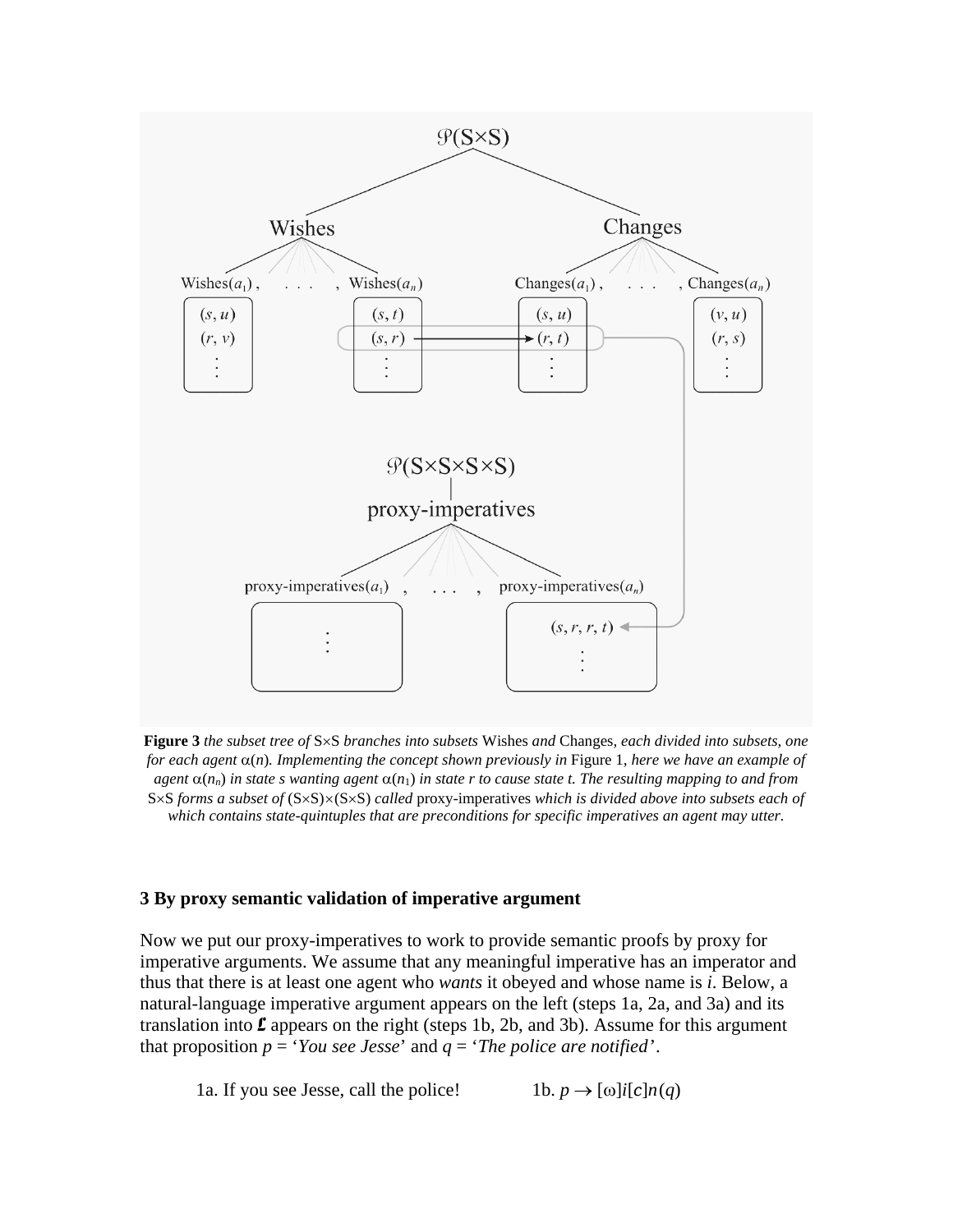**Figure 3** *the subset tree of* S×S *branches into subsets* Wishes *and* Changes*, each divided into subsets, one for each agent* $\alpha(n)$*. Implementing the concept shown previously in* Figure 1*, here we have an example of agent* $\alpha(n_n)$ *in state s wanting agent* $\alpha(n_1)$ *in state r to cause state t. The resulting mapping to and from* S×S *forms a subset of* (S×S)×(S×S) *called* proxy-imperatives *which is divided above into subsets each of which contains state-quintuples that are preconditions for specific imperatives an agent may utter.*

### 3 By proxy semantic validation of imperative argument

Now we put our proxy-imperatives to work to provide semantic proofs by proxy for imperative arguments. We assume that any meaningful imperative has an imperator and thus that there is at least one agent who *wants* it obeyed and whose name is *i*. Below, a natural-language imperative argument appears on the left (steps 1a, 2a, and 3a) and its translation into $\mathcal{L}$ appears on the right (steps 1b, 2b, and 3b). Assume for this argument that proposition $p$ = '*You see Jesse*' and $q$ = '*The police are notified*'.

1a. If you see Jesse, call the police! 1b. $p \rightarrow [\omega]i[c]n(q)$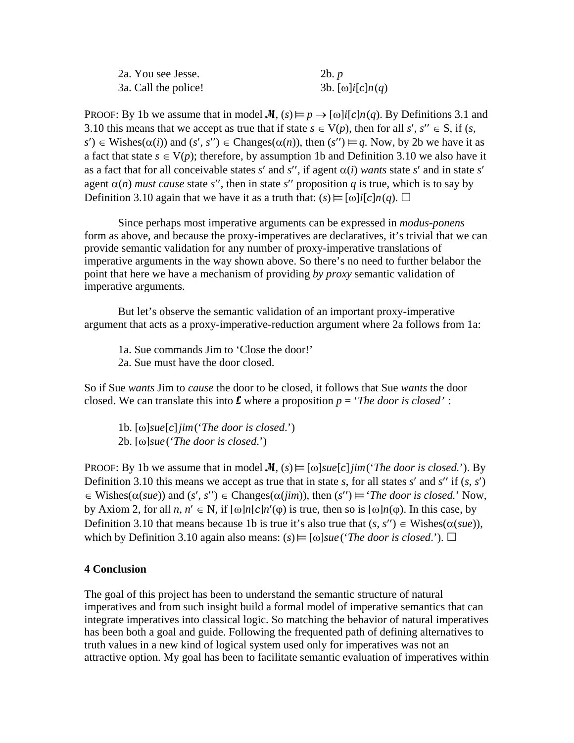2a. You see Jesse. 2b. $p$

3a. Call the police! 3b. $[\omega]i[c]n(q)$

PROOF: By 1b we assume that in model $\mathcal{M}$, $(s) \models p \rightarrow [\omega]i[c]n(q)$. By Definitions 3.1 and 3.10 this means that we accept as true that if state $s \in \mathrm{V}(p)$, then for all $s', s'' \in \mathrm{S}$, if $(s, s') \in \mathrm{Wishes}(\alpha(i))$ and $(s', s'') \in \mathrm{Changes}(\alpha(n))$, then $(s'') \models q$. Now, by 2b we have it as a fact that state $s \in \mathrm{V}(p)$; therefore, by assumption 1b and Definition 3.10 we also have it as a fact that for all conceivable states $s'$ and $s''$, if agent $\alpha(i)$ *wants* state $s'$ and in state $s'$ agent $\alpha(n)$ *must cause* state $s''$, then in state $s''$ proposition $q$ is true, which is to say by Definition 3.10 again that we have it as a truth that: $(s) \models [\omega]i[c]n(q)$. □

Since perhaps most imperative arguments can be expressed in *modus-ponens* form as above, and because the proxy-imperatives are declaratives, it's trivial that we can provide semantic validation for any number of proxy-imperative translations of imperative arguments in the way shown above. So there's no need to further belabor the point that here we have a mechanism of providing *by proxy* semantic validation of imperative arguments.

But let's observe the semantic validation of an important proxy-imperative argument that acts as a proxy-imperative-reduction argument where 2a follows from 1a:

1a. Sue commands Jim to 'Close the door!'

2a. Sue must have the door closed.

So if Sue *wants* Jim to *cause* the door to be closed, it follows that Sue *wants* the door closed. We can translate this into $\mathcal{L}$ where a proposition $p$ = '*The door is closed*' :

1b. $[\omega]sue[c]jim$('*The door is closed*.')

2b. $[\omega]sue$('*The door is closed*.')

PROOF: By 1b we assume that in model $\mathcal{M}$, $(s) \models [\omega]sue[c]jim$('*The door is closed.*'). By Definition 3.10 this means we accept as true that in state $s$, for all states $s'$ and $s''$ if $(s, s') \in \mathrm{Wishes}(\alpha(sue))$ and $(s', s'') \in \mathrm{Changes}(\alpha(jim))$, then $(s'') \models$ '*The door is closed.*' Now, by Axiom 2, for all $n, n' \in \mathrm{N}$, if $[\omega]n[c]n'(\varphi)$ is true, then so is $[\omega]n(\varphi)$. In this case, by Definition 3.10 that means because 1b is true it's also true that $(s, s'') \in \mathrm{Wishes}(\alpha(sue))$, which by Definition 3.10 again also means: $(s) \models [\omega]sue$('*The door is closed*.'). □

## 4 Conclusion

The goal of this project has been to understand the semantic structure of natural imperatives and from such insight build a formal model of imperative semantics that can integrate imperatives into classical logic. So matching the behavior of natural imperatives has been both a goal and guide. Following the frequented path of defining alternatives to truth values in a new kind of logical system used only for imperatives was not an attractive option. My goal has been to facilitate semantic evaluation of imperatives within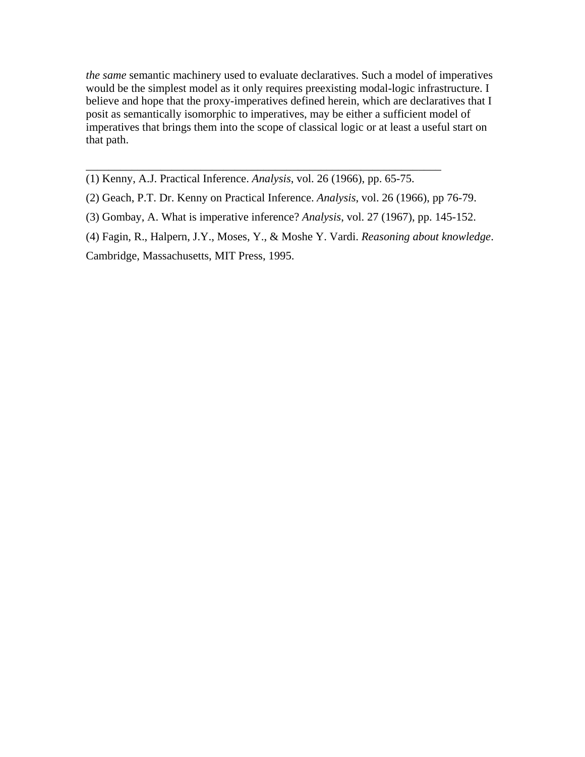*the same* semantic machinery used to evaluate declaratives. Such a model of imperatives would be the simplest model as it only requires preexisting modal-logic infrastructure. I believe and hope that the proxy-imperatives defined herein, which are declaratives that I posit as semantically isomorphic to imperatives, may be either a sufficient model of imperatives that brings them into the scope of classical logic or at least a useful start on that path.

---

(1) Kenny, A.J. Practical Inference. *Analysis*, vol. 26 (1966), pp. 65-75.

(2) Geach, P.T. Dr. Kenny on Practical Inference. *Analysis*, vol. 26 (1966), pp 76-79.

(3) Gombay, A. What is imperative inference? *Analysis*, vol. 27 (1967), pp. 145-152.

(4) Fagin, R., Halpern, J.Y., Moses, Y., & Moshe Y. Vardi. *Reasoning about knowledge*. Cambridge, Massachusetts, MIT Press, 1995.